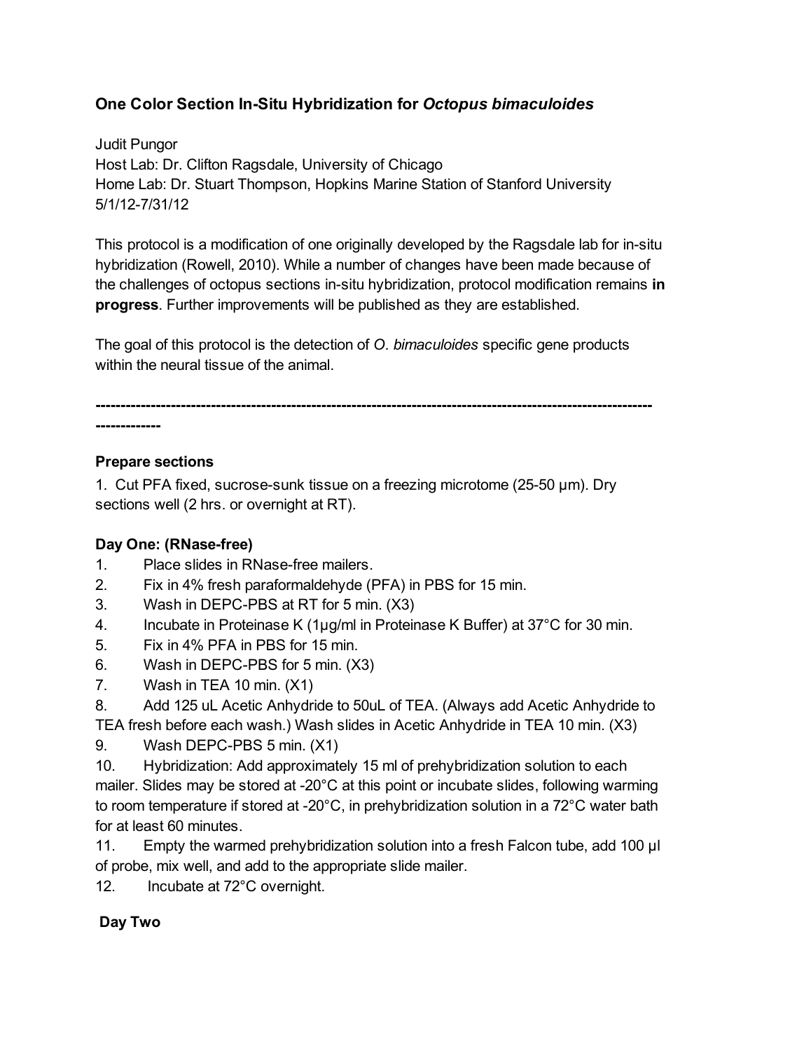# One Color Section In-Situ Hybridization for *Octopus bimaculoides*

Judit Pungor
Host Lab: Dr. Clifton Ragsdale, University of Chicago
Home Lab: Dr. Stuart Thompson, Hopkins Marine Station of Stanford University
5/1/12-7/31/12

This protocol is a modification of one originally developed by the Ragsdale lab for in-situ hybridization (Rowell, 2010). While a number of changes have been made because of the challenges of octopus sections in-situ hybridization, protocol modification remains **in progress**. Further improvements will be published as they are established.

The goal of this protocol is the detection of *O. bimaculoides* specific gene products within the neural tissue of the animal.

**------------------------------------------------------------------------------------------------------------------------------**

## Prepare sections

1. Cut PFA fixed, sucrose-sunk tissue on a freezing microtome (25-50 µm). Dry sections well (2 hrs. or overnight at RT).

## Day One: (RNase-free)

1. Place slides in RNase-free mailers.
2. Fix in 4% fresh paraformaldehyde (PFA) in PBS for 15 min.
3. Wash in DEPC-PBS at RT for 5 min. (X3)
4. Incubate in Proteinase K (1µg/ml in Proteinase K Buffer) at 37°C for 30 min.
5. Fix in 4% PFA in PBS for 15 min.
6. Wash in DEPC-PBS for 5 min. (X3)
7. Wash in TEA 10 min. (X1)
8. Add 125 uL Acetic Anhydride to 50uL of TEA. (Always add Acetic Anhydride to TEA fresh before each wash.) Wash slides in Acetic Anhydride in TEA 10 min. (X3)
9. Wash DEPC-PBS 5 min. (X1)
10. Hybridization: Add approximately 15 ml of prehybridization solution to each mailer. Slides may be stored at -20°C at this point or incubate slides, following warming to room temperature if stored at -20°C, in prehybridization solution in a 72°C water bath for at least 60 minutes.
11. Empty the warmed prehybridization solution into a fresh Falcon tube, add 100 µl of probe, mix well, and add to the appropriate slide mailer.
12. Incubate at 72°C overnight.

## Day Two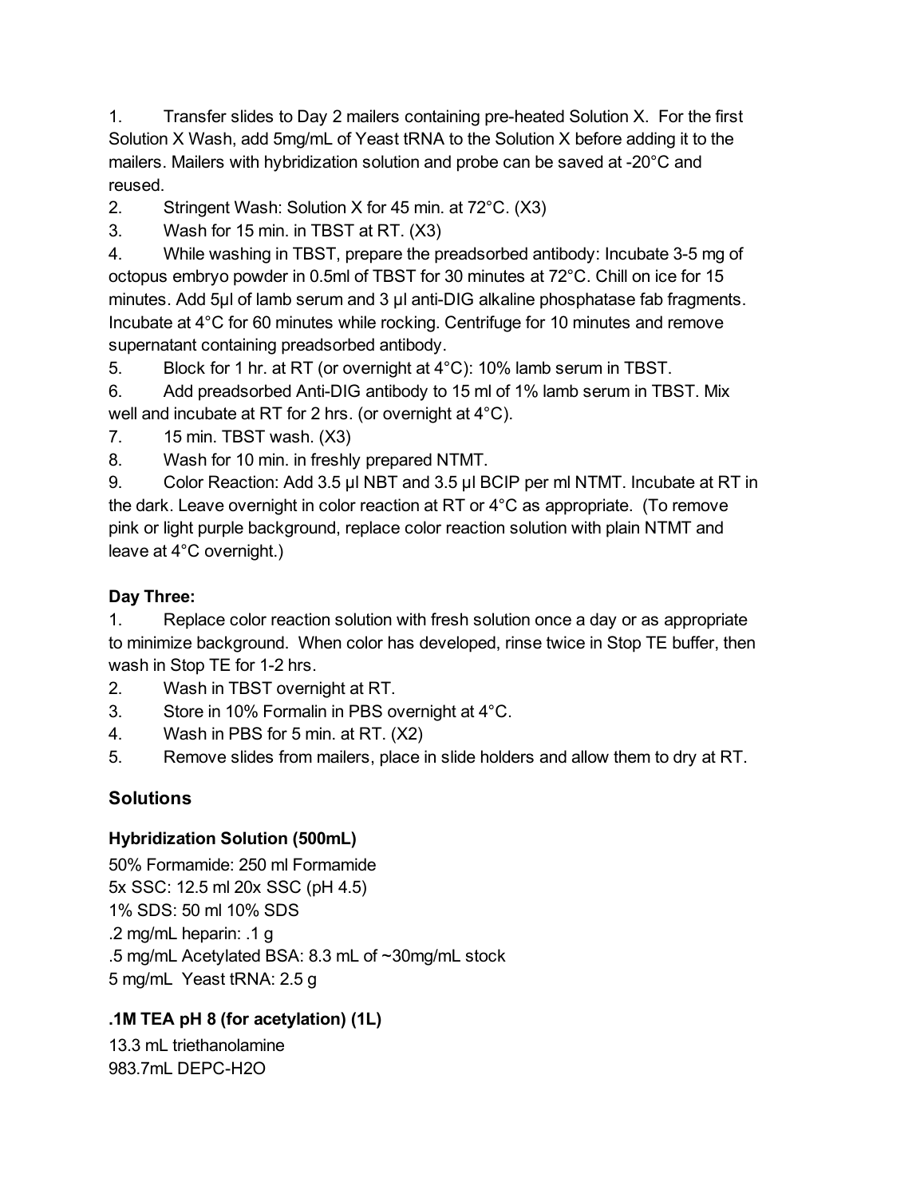1. Transfer slides to Day 2 mailers containing pre-heated Solution X. For the first Solution X Wash, add 5mg/mL of Yeast tRNA to the Solution X before adding it to the mailers. Mailers with hybridization solution and probe can be saved at -20°C and reused.
2. Stringent Wash: Solution X for 45 min. at 72°C. (X3)
3. Wash for 15 min. in TBST at RT. (X3)
4. While washing in TBST, prepare the preadsorbed antibody: Incubate 3-5 mg of octopus embryo powder in 0.5ml of TBST for 30 minutes at 72°C. Chill on ice for 15 minutes. Add 5µl of lamb serum and 3 µl anti-DIG alkaline phosphatase fab fragments. Incubate at 4°C for 60 minutes while rocking. Centrifuge for 10 minutes and remove supernatant containing preadsorbed antibody.
5. Block for 1 hr. at RT (or overnight at 4°C): 10% lamb serum in TBST.
6. Add preadsorbed Anti-DIG antibody to 15 ml of 1% lamb serum in TBST. Mix well and incubate at RT for 2 hrs. (or overnight at 4°C).
7. 15 min. TBST wash. (X3)
8. Wash for 10 min. in freshly prepared NTMT.
9. Color Reaction: Add 3.5 µl NBT and 3.5 µl BCIP per ml NTMT. Incubate at RT in the dark. Leave overnight in color reaction at RT or 4°C as appropriate. (To remove pink or light purple background, replace color reaction solution with plain NTMT and leave at 4°C overnight.)

**Day Three:**

1. Replace color reaction solution with fresh solution once a day or as appropriate to minimize background. When color has developed, rinse twice in Stop TE buffer, then wash in Stop TE for 1-2 hrs.
2. Wash in TBST overnight at RT.
3. Store in 10% Formalin in PBS overnight at 4°C.
4. Wash in PBS for 5 min. at RT. (X2)
5. Remove slides from mailers, place in slide holders and allow them to dry at RT.

## Solutions

### Hybridization Solution (500mL)

50% Formamide: 250 ml Formamide
5x SSC: 12.5 ml 20x SSC (pH 4.5)
1% SDS: 50 ml 10% SDS
.2 mg/mL heparin: .1 g
.5 mg/mL Acetylated BSA: 8.3 mL of ~30mg/mL stock
5 mg/mL Yeast tRNA: 2.5 g

### .1M TEA pH 8 (for acetylation) (1L)

13.3 mL triethanolamine
983.7mL DEPC-H2O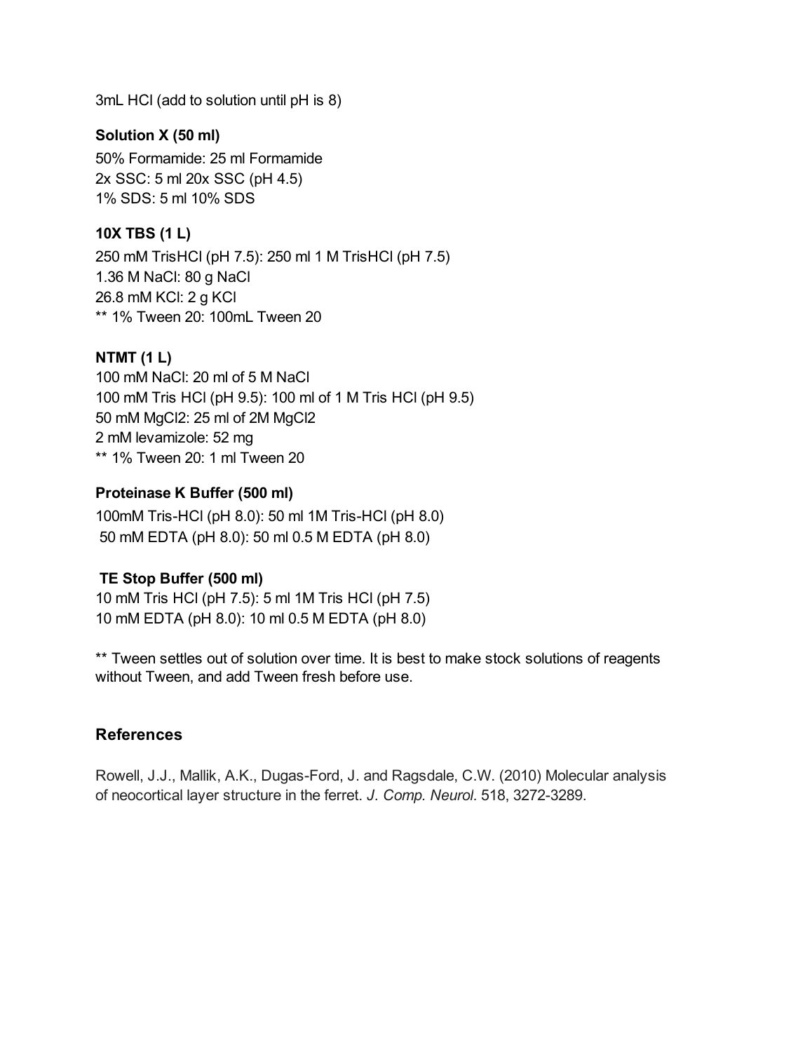3mL HCl (add to solution until pH is 8)

**Solution X (50 ml)**

50% Formamide: 25 ml Formamide
2x SSC: 5 ml 20x SSC (pH 4.5)
1% SDS: 5 ml 10% SDS

**10X TBS (1 L)**

250 mM TrisHCl (pH 7.5): 250 ml 1 M TrisHCl (pH 7.5)
1.36 M NaCl: 80 g NaCl
26.8 mM KCl: 2 g KCl
** 1% Tween 20: 100mL Tween 20

**NTMT (1 L)**

100 mM NaCl: 20 ml of 5 M NaCl
100 mM Tris HCl (pH 9.5): 100 ml of 1 M Tris HCl (pH 9.5)
50 mM $MgCl_2$: 25 ml of 2M $MgCl_2$
2 mM levamizole: 52 mg
** 1% Tween 20: 1 ml Tween 20

**Proteinase K Buffer (500 ml)**

100mM Tris-HCl (pH 8.0): 50 ml 1M Tris-HCl (pH 8.0)
50 mM EDTA (pH 8.0): 50 ml 0.5 M EDTA (pH 8.0)

**TE Stop Buffer (500 ml)**

10 mM Tris HCl (pH 7.5): 5 ml 1M Tris HCl (pH 7.5)
10 mM EDTA (pH 8.0): 10 ml 0.5 M EDTA (pH 8.0)

** Tween settles out of solution over time. It is best to make stock solutions of reagents without Tween, and add Tween fresh before use.

## References

Rowell, J.J., Mallik, A.K., Dugas-Ford, J. and Ragsdale, C.W. (2010) Molecular analysis of neocortical layer structure in the ferret. *J. Comp. Neurol*. 518, 3272-3289.